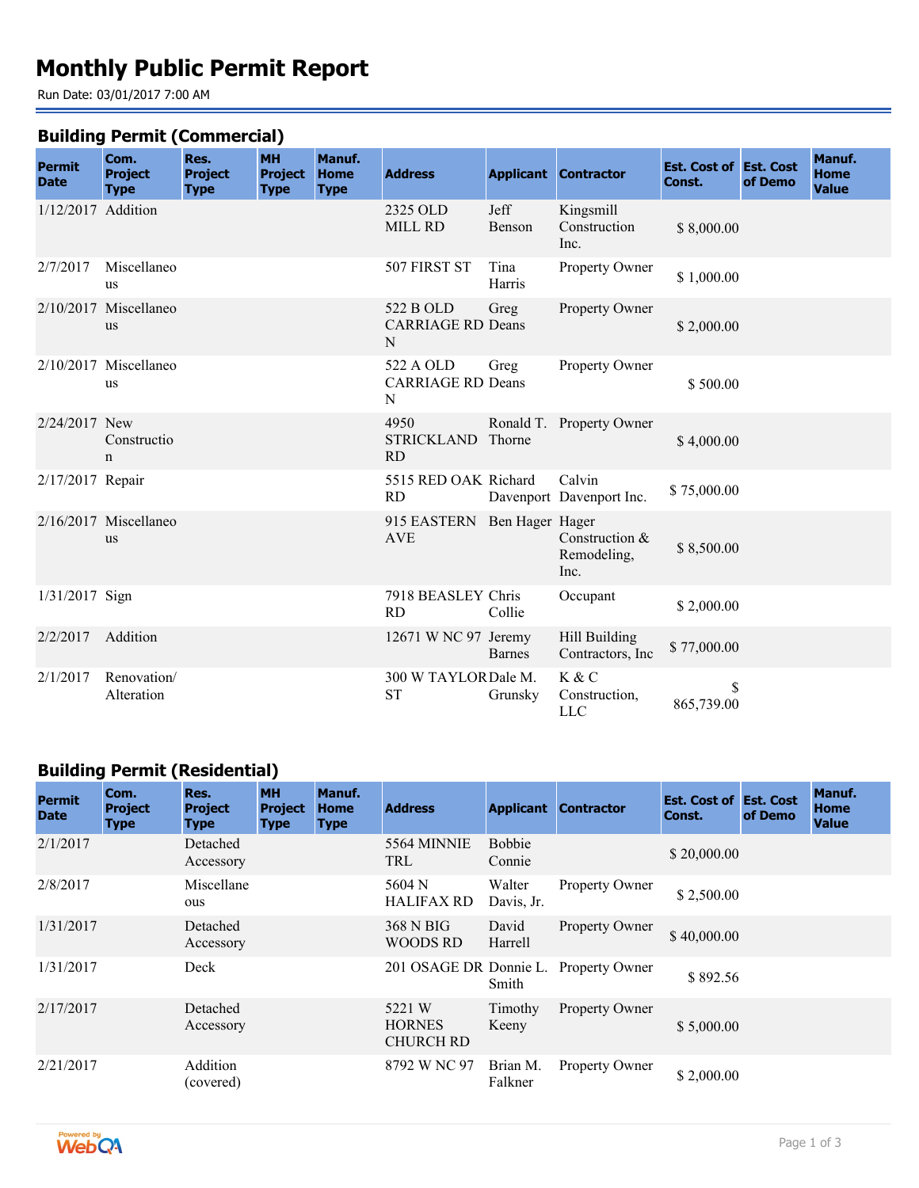# Monthly Public Permit Report

Run Date: 03/01/2017 7:00 AM

## Building Permit (Commercial)

| Permit Date | Com. Project Type | Res. Project Type | MH Project Type | Manuf. Home Type | Address | Applicant | Contractor | Est. Cost of Const. | Est. Cost of Demo | Manuf. Home Value |
|---|---|---|---|---|---|---|---|---|---|---|
| 1/12/2017 | Addition | | | | 2325 OLD MILL RD | Jeff Benson | Kingsmill Construction Inc. | $ 8,000.00 | | |
| 2/7/2017 | Miscellaneous | | | | 507 FIRST ST | Tina Harris | Property Owner | $ 1,000.00 | | |
| 2/10/2017 | Miscellaneous | | | | 522 B OLD CARRIAGE RD N | Greg Deans | Property Owner | $ 2,000.00 | | |
| 2/10/2017 | Miscellaneous | | | | 522 A OLD CARRIAGE RD N | Greg Deans | Property Owner | $ 500.00 | | |
| 2/24/2017 | New Construction | | | | 4950 STRICKLAND RD | Ronald T. Thorne | Property Owner | $ 4,000.00 | | |
| 2/17/2017 | Repair | | | | 5515 RED OAK RD | Richard Davenport | Calvin Davenport Inc. | $ 75,000.00 | | |
| 2/16/2017 | Miscellaneous | | | | 915 EASTERN AVE | Ben Hager | Hager Construction & Remodeling, Inc. | $ 8,500.00 | | |
| 1/31/2017 | Sign | | | | 7918 BEASLEY RD | Chris Collie | Occupant | $ 2,000.00 | | |
| 2/2/2017 | Addition | | | | 12671 W NC 97 | Jeremy Barnes | Hill Building Contractors, Inc | $ 77,000.00 | | |
| 2/1/2017 | Renovation/ Alteration | | | | 300 W TAYLOR ST | Dale M. Grunsky | K & C Construction, LLC | $ 865,739.00 | | |

## Building Permit (Residential)

| Permit Date | Com. Project Type | Res. Project Type | MH Project Type | Manuf. Home Type | Address | Applicant | Contractor | Est. Cost of Const. | Est. Cost of Demo | Manuf. Home Value |
|---|---|---|---|---|---|---|---|---|---|---|
| 2/1/2017 | | Detached Accessory | | | 5564 MINNIE TRL | Bobbie Connie | | $ 20,000.00 | | |
| 2/8/2017 | | Miscellaneous | | | 5604 N HALIFAX RD | Walter Davis, Jr. | Property Owner | $ 2,500.00 | | |
| 1/31/2017 | | Detached Accessory | | | 368 N BIG WOODS RD | David Harrell | Property Owner | $ 40,000.00 | | |
| 1/31/2017 | | Deck | | | 201 OSAGE DR | Donnie L. Smith | Property Owner | $ 892.56 | | |
| 2/17/2017 | | Detached Accessory | | | 5221 W HORNES CHURCH RD | Timothy Keeny | Property Owner | $ 5,000.00 | | |
| 2/21/2017 | | Addition (covered) | | | 8792 W NC 97 | Brian M. Falkner | Property Owner | $ 2,000.00 | | |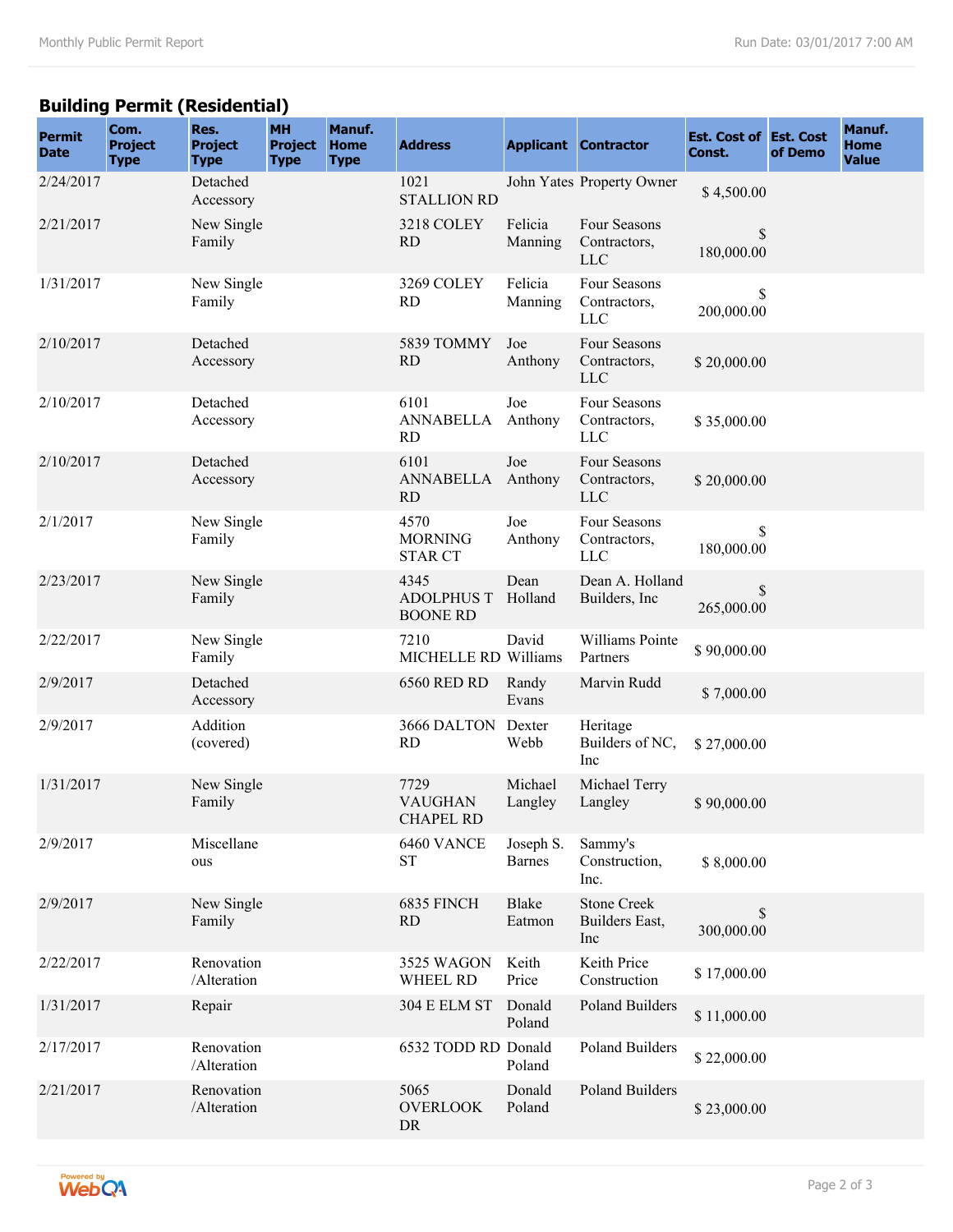## Building Permit (Residential)

| Permit Date | Com. Project Type | Res. Project Type | MH Project Type | Manuf. Home Type | Address | Applicant | Contractor | Est. Cost of Const. | Est. Cost of Demo | Manuf. Home Value |
|---|---|---|---|---|---|---|---|---|---|---|
| 2/24/2017 | | Detached Accessory | | | 1021 STALLION RD | John Yates | Property Owner | $ 4,500.00 | | |
| 2/21/2017 | | New Single Family | | | 3218 COLEY RD | Felicia Manning | Four Seasons Contractors, LLC | $ 180,000.00 | | |
| 1/31/2017 | | New Single Family | | | 3269 COLEY RD | Felicia Manning | Four Seasons Contractors, LLC | $ 200,000.00 | | |
| 2/10/2017 | | Detached Accessory | | | 5839 TOMMY RD | Joe Anthony | Four Seasons Contractors, LLC | $ 20,000.00 | | |
| 2/10/2017 | | Detached Accessory | | | 6101 ANNABELLA RD | Joe Anthony | Four Seasons Contractors, LLC | $ 35,000.00 | | |
| 2/10/2017 | | Detached Accessory | | | 6101 ANNABELLA RD | Joe Anthony | Four Seasons Contractors, LLC | $ 20,000.00 | | |
| 2/1/2017 | | New Single Family | | | 4570 MORNING STAR CT | Joe Anthony | Four Seasons Contractors, LLC | $ 180,000.00 | | |
| 2/23/2017 | | New Single Family | | | 4345 ADOLPHUS T BOONE RD | Dean Holland | Dean A. Holland Builders, Inc | $ 265,000.00 | | |
| 2/22/2017 | | New Single Family | | | 7210 MICHELLE RD | David Williams | Williams Pointe Partners | $ 90,000.00 | | |
| 2/9/2017 | | Detached Accessory | | | 6560 RED RD | Randy Evans | Marvin Rudd | $ 7,000.00 | | |
| 2/9/2017 | | Addition (covered) | | | 3666 DALTON RD | Dexter Webb | Heritage Builders of NC, Inc | $ 27,000.00 | | |
| 1/31/2017 | | New Single Family | | | 7729 VAUGHAN CHAPEL RD | Michael Langley | Michael Terry Langley | $ 90,000.00 | | |
| 2/9/2017 | | Miscellaneous | | | 6460 VANCE ST | Joseph S. Barnes | Sammy's Construction, Inc. | $ 8,000.00 | | |
| 2/9/2017 | | New Single Family | | | 6835 FINCH RD | Blake Eatmon | Stone Creek Builders East, Inc | $ 300,000.00 | | |
| 2/22/2017 | | Renovation /Alteration | | | 3525 WAGON WHEEL RD | Keith Price | Keith Price Construction | $ 17,000.00 | | |
| 1/31/2017 | | Repair | | | 304 E ELM ST | Donald Poland | Poland Builders | $ 11,000.00 | | |
| 2/17/2017 | | Renovation /Alteration | | | 6532 TODD RD | Donald Poland | Poland Builders | $ 22,000.00 | | |
| 2/21/2017 | | Renovation /Alteration | | | 5065 OVERLOOK DR | Donald Poland | Poland Builders | $ 23,000.00 | | |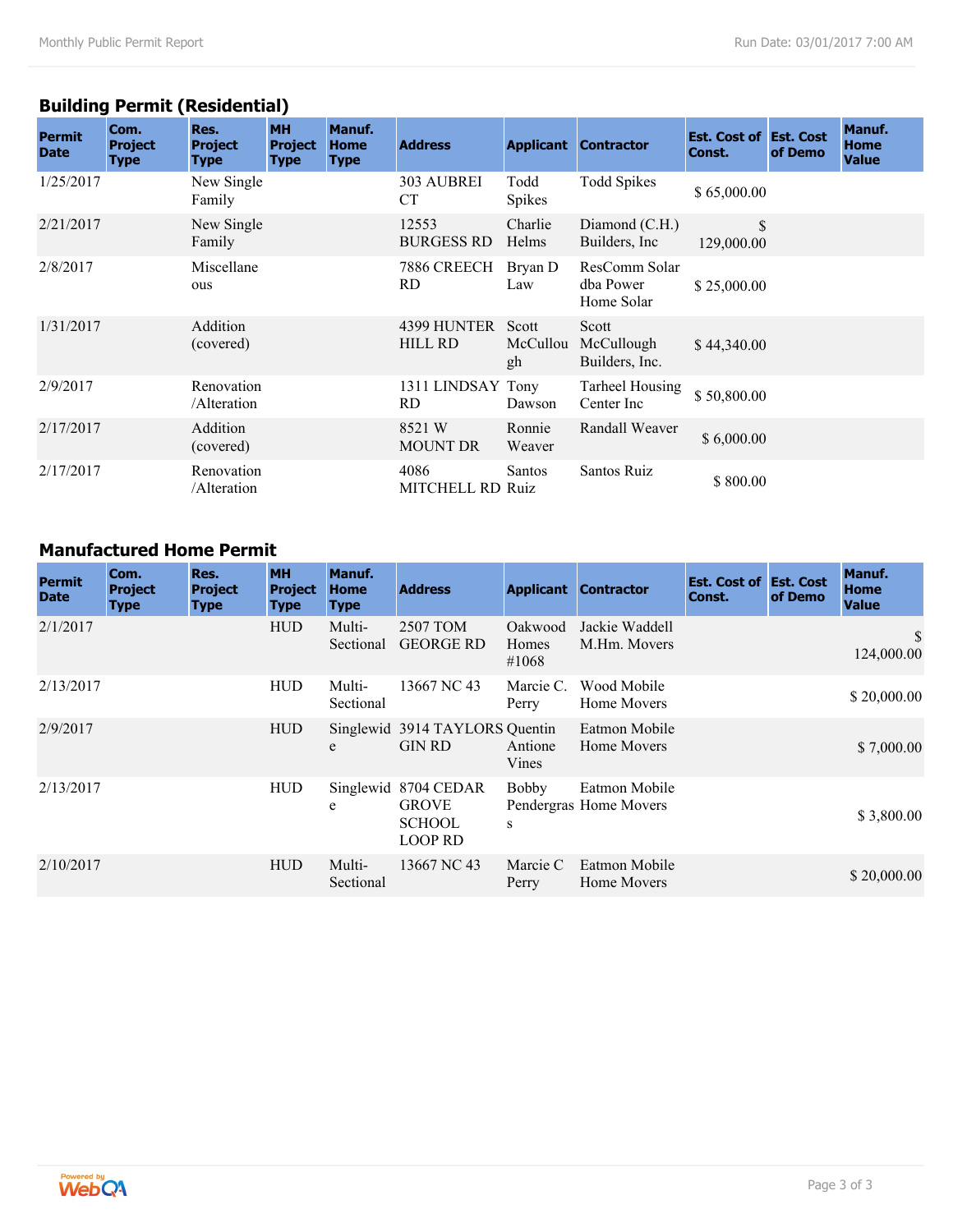## Building Permit (Residential)

| Permit Date | Com. Project Type | Res. Project Type | MH Project Type | Manuf. Home Type | Address | Applicant | Contractor | Est. Cost of Const. | Est. Cost of Demo | Manuf. Home Value |
|---|---|---|---|---|---|---|---|---|---|---|
| 1/25/2017 | | New Single Family | | | 303 AUBREI CT | Todd Spikes | Todd Spikes | $ 65,000.00 | | |
| 2/21/2017 | | New Single Family | | | 12553 BURGESS RD | Charlie Helms | Diamond (C.H.) Builders, Inc | $ 129,000.00 | | |
| 2/8/2017 | | Miscellaneous | | | 7886 CREECH RD | Bryan D Law | ResComm Solar dba Power Home Solar | $ 25,000.00 | | |
| 1/31/2017 | | Addition (covered) | | | 4399 HUNTER HILL RD | Scott McCullough | Scott McCullough Builders, Inc. | $ 44,340.00 | | |
| 2/9/2017 | | Renovation /Alteration | | | 1311 LINDSAY RD | Tony Dawson | Tarheel Housing Center Inc | $ 50,800.00 | | |
| 2/17/2017 | | Addition (covered) | | | 8521 W MOUNT DR | Ronnie Weaver | Randall Weaver | $ 6,000.00 | | |
| 2/17/2017 | | Renovation /Alteration | | | 4086 MITCHELL RD | Santos Ruiz | Santos Ruiz | $ 800.00 | | |

## Manufactured Home Permit

| Permit Date | Com. Project Type | Res. Project Type | MH Project Type | Manuf. Home Type | Address | Applicant | Contractor | Est. Cost of Const. | Est. Cost of Demo | Manuf. Home Value |
|---|---|---|---|---|---|---|---|---|---|---|
| 2/1/2017 | | | HUD | Multi-Sectional | 2507 TOM GEORGE RD | Oakwood Homes #1068 | Jackie Waddell M.Hm. Movers | | | $ 124,000.00 |
| 2/13/2017 | | | HUD | Multi-Sectional | 13667 NC 43 | Marcie C. Perry | Wood Mobile Home Movers | | | $ 20,000.00 |
| 2/9/2017 | | | HUD | Singlewide | 3914 TAYLORS GIN RD | Quentin Antione Vines | Eatmon Mobile Home Movers | | | $ 7,000.00 |
| 2/13/2017 | | | HUD | Singlewide | 8704 CEDAR GROVE SCHOOL LOOP RD | Bobby Pendergrass | Eatmon Mobile Home Movers | | | $ 3,800.00 |
| 2/10/2017 | | | HUD | Multi-Sectional | 13667 NC 43 | Marcie C Perry | Eatmon Mobile Home Movers | | | $ 20,000.00 |